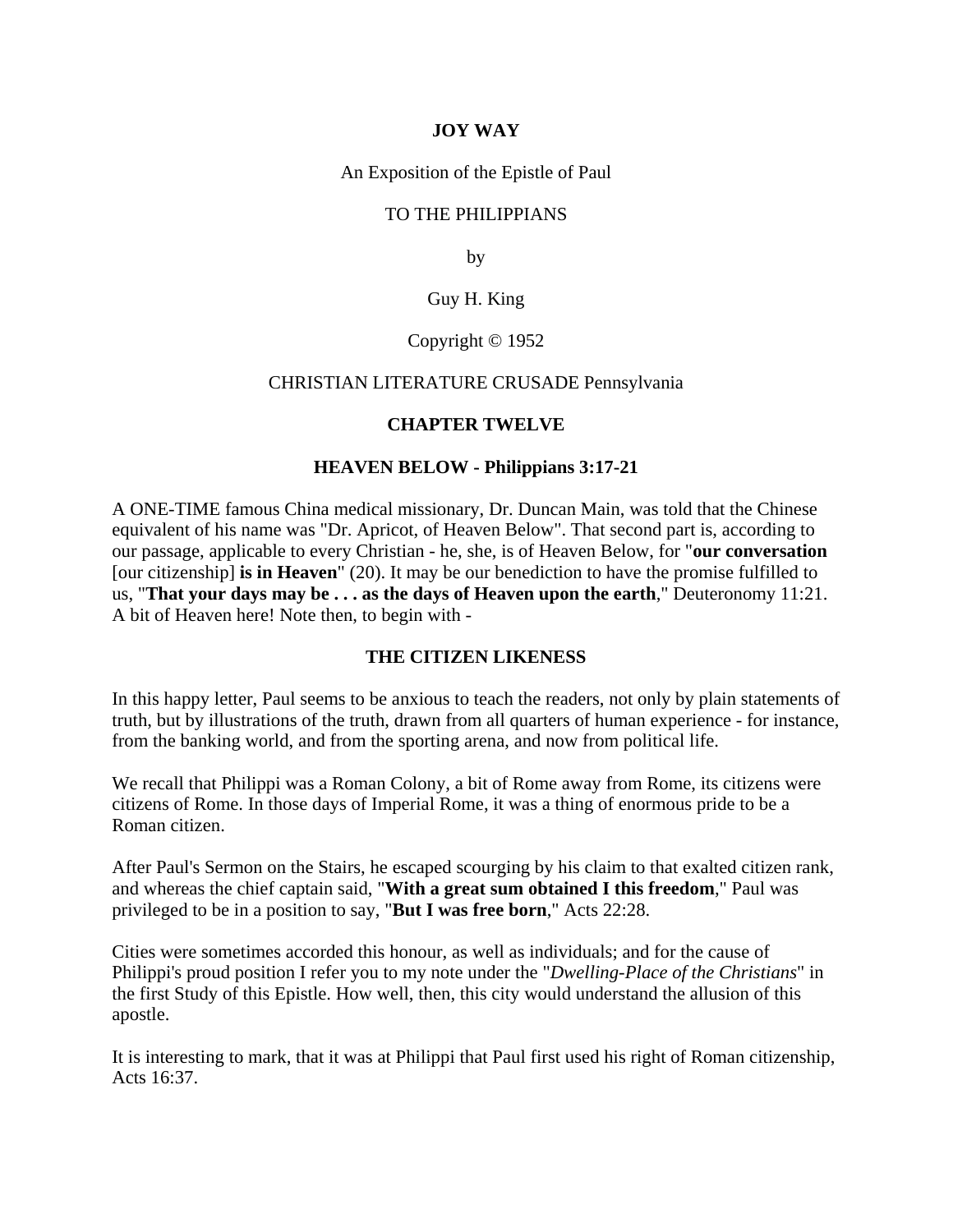# JOY WAY

An Exposition of the Epistle of Paul

TO THE PHILIPPIANS

by

Guy H. King

Copyright © 1952

CHRISTIAN LITERATURE CRUSADE Pennsylvania

## CHAPTER TWELVE

### HEAVEN BELOW - Philippians 3:17-21

A ONE-TIME famous China medical missionary, Dr. Duncan Main, was told that the Chinese equivalent of his name was "Dr. Apricot, of Heaven Below". That second part is, according to our passage, applicable to every Christian - he, she, is of Heaven Below, for "**our conversation** [our citizenship] **is in Heaven**" (20). It may be our benediction to have the promise fulfilled to us, "**That your days may be . . . as the days of Heaven upon the earth**," Deuteronomy 11:21. A bit of Heaven here! Note then, to begin with -

### THE CITIZEN LIKENESS

In this happy letter, Paul seems to be anxious to teach the readers, not only by plain statements of truth, but by illustrations of the truth, drawn from all quarters of human experience - for instance, from the banking world, and from the sporting arena, and now from political life.

We recall that Philippi was a Roman Colony, a bit of Rome away from Rome, its citizens were citizens of Rome. In those days of Imperial Rome, it was a thing of enormous pride to be a Roman citizen.

After Paul's Sermon on the Stairs, he escaped scourging by his claim to that exalted citizen rank, and whereas the chief captain said, "**With a great sum obtained I this freedom**," Paul was privileged to be in a position to say, "**But I was free born**," Acts 22:28.

Cities were sometimes accorded this honour, as well as individuals; and for the cause of Philippi's proud position I refer you to my note under the "*Dwelling-Place of the Christians*" in the first Study of this Epistle. How well, then, this city would understand the allusion of this apostle.

It is interesting to mark, that it was at Philippi that Paul first used his right of Roman citizenship, Acts 16:37.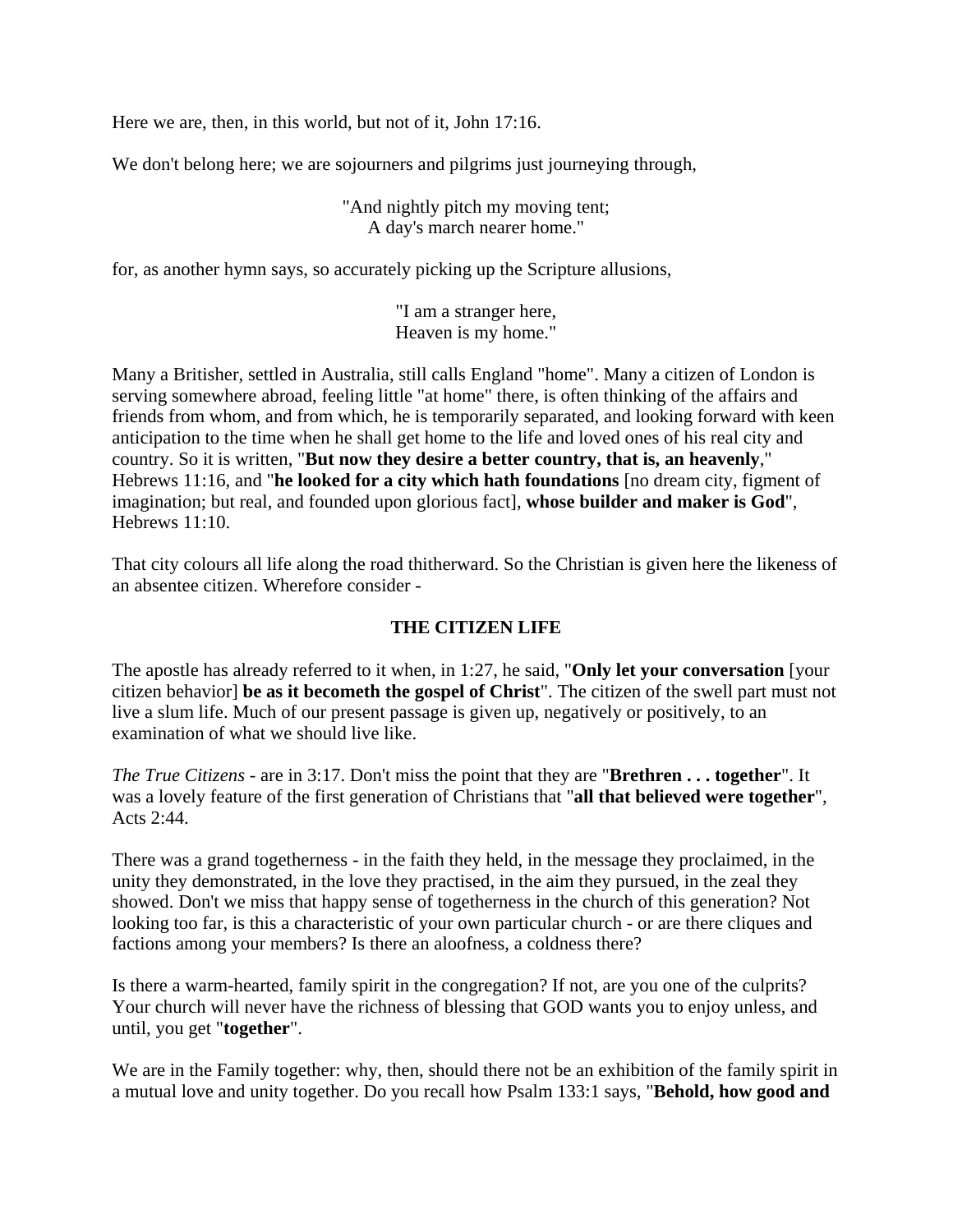Here we are, then, in this world, but not of it, John 17:16.

We don't belong here; we are sojourners and pilgrims just journeying through,

> "And nightly pitch my moving tent;
> A day's march nearer home."

for, as another hymn says, so accurately picking up the Scripture allusions,

> "I am a stranger here,
> Heaven is my home."

Many a Britisher, settled in Australia, still calls England "home". Many a citizen of London is serving somewhere abroad, feeling little "at home" there, is often thinking of the affairs and friends from whom, and from which, he is temporarily separated, and looking forward with keen anticipation to the time when he shall get home to the life and loved ones of his real city and country. So it is written, "**But now they desire a better country, that is, an heavenly**," Hebrews 11:16, and "**he looked for a city which hath foundations** [no dream city, figment of imagination; but real, and founded upon glorious fact], **whose builder and maker is God**", Hebrews 11:10.

That city colours all life along the road thitherward. So the Christian is given here the likeness of an absentee citizen. Wherefore consider -

**THE CITIZEN LIFE**

The apostle has already referred to it when, in 1:27, he said, "**Only let your conversation** [your citizen behavior] **be as it becometh the gospel of Christ**". The citizen of the swell part must not live a slum life. Much of our present passage is given up, negatively or positively, to an examination of what we should live like.

*The True Citizens* - are in 3:17. Don't miss the point that they are "**Brethren . . . together**". It was a lovely feature of the first generation of Christians that "**all that believed were together**", Acts 2:44.

There was a grand togetherness - in the faith they held, in the message they proclaimed, in the unity they demonstrated, in the love they practised, in the aim they pursued, in the zeal they showed. Don't we miss that happy sense of togetherness in the church of this generation? Not looking too far, is this a characteristic of your own particular church - or are there cliques and factions among your members? Is there an aloofness, a coldness there?

Is there a warm-hearted, family spirit in the congregation? If not, are you one of the culprits? Your church will never have the richness of blessing that GOD wants you to enjoy unless, and until, you get "**together**".

We are in the Family together: why, then, should there not be an exhibition of the family spirit in a mutual love and unity together. Do you recall how Psalm 133:1 says, "**Behold, how good and**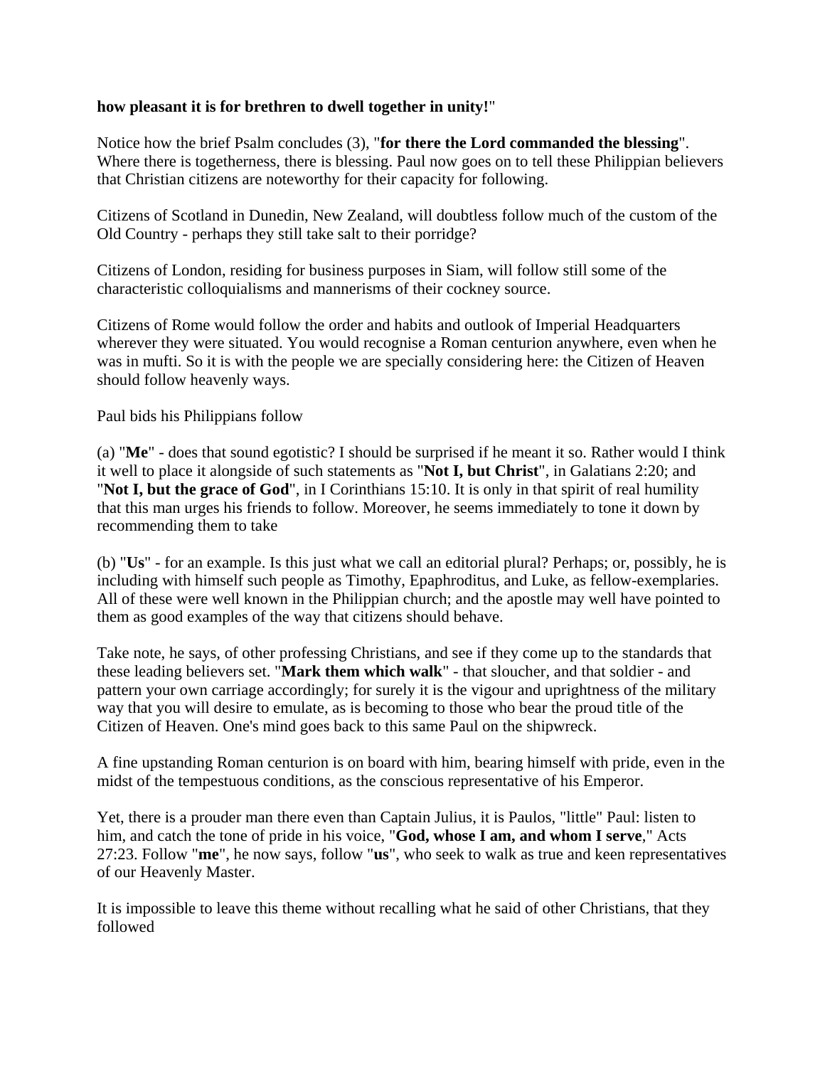**how pleasant it is for brethren to dwell together in unity!**"

Notice how the brief Psalm concludes (3), "**for there the Lord commanded the blessing**". Where there is togetherness, there is blessing. Paul now goes on to tell these Philippian believers that Christian citizens are noteworthy for their capacity for following.

Citizens of Scotland in Dunedin, New Zealand, will doubtless follow much of the custom of the Old Country - perhaps they still take salt to their porridge?

Citizens of London, residing for business purposes in Siam, will follow still some of the characteristic colloquialisms and mannerisms of their cockney source.

Citizens of Rome would follow the order and habits and outlook of Imperial Headquarters wherever they were situated. You would recognise a Roman centurion anywhere, even when he was in mufti. So it is with the people we are specially considering here: the Citizen of Heaven should follow heavenly ways.

Paul bids his Philippians follow

(a) "**Me**" - does that sound egotistic? I should be surprised if he meant it so. Rather would I think it well to place it alongside of such statements as "**Not I, but Christ**", in Galatians 2:20; and "**Not I, but the grace of God**", in I Corinthians 15:10. It is only in that spirit of real humility that this man urges his friends to follow. Moreover, he seems immediately to tone it down by recommending them to take

(b) "**Us**" - for an example. Is this just what we call an editorial plural? Perhaps; or, possibly, he is including with himself such people as Timothy, Epaphroditus, and Luke, as fellow-exemplaries. All of these were well known in the Philippian church; and the apostle may well have pointed to them as good examples of the way that citizens should behave.

Take note, he says, of other professing Christians, and see if they come up to the standards that these leading believers set. "**Mark them which walk**" - that sloucher, and that soldier - and pattern your own carriage accordingly; for surely it is the vigour and uprightness of the military way that you will desire to emulate, as is becoming to those who bear the proud title of the Citizen of Heaven. One's mind goes back to this same Paul on the shipwreck.

A fine upstanding Roman centurion is on board with him, bearing himself with pride, even in the midst of the tempestuous conditions, as the conscious representative of his Emperor.

Yet, there is a prouder man there even than Captain Julius, it is Paulos, "little" Paul: listen to him, and catch the tone of pride in his voice, "**God, whose I am, and whom I serve**," Acts 27:23. Follow "**me**", he now says, follow "**us**", who seek to walk as true and keen representatives of our Heavenly Master.

It is impossible to leave this theme without recalling what he said of other Christians, that they followed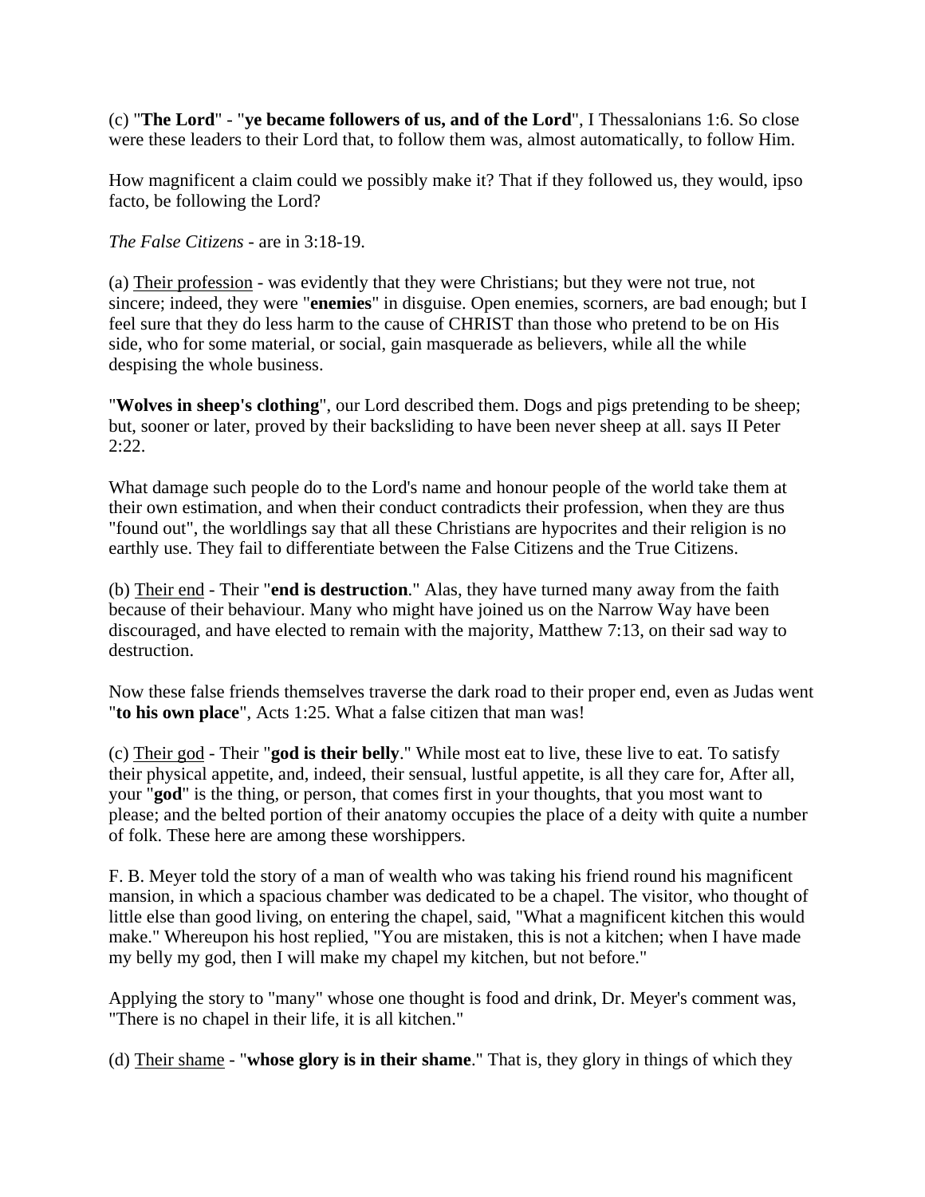(c) "**The Lord**" - "**ye became followers of us, and of the Lord**", I Thessalonians 1:6. So close were these leaders to their Lord that, to follow them was, almost automatically, to follow Him.

How magnificent a claim could we possibly make it? That if they followed us, they would, ipso facto, be following the Lord?

*The False Citizens* - are in 3:18-19.

(a) <u>Their profession</u> - was evidently that they were Christians; but they were not true, not sincere; indeed, they were "**enemies**" in disguise. Open enemies, scorners, are bad enough; but I feel sure that they do less harm to the cause of CHRIST than those who pretend to be on His side, who for some material, or social, gain masquerade as believers, while all the while despising the whole business.

"**Wolves in sheep's clothing**", our Lord described them. Dogs and pigs pretending to be sheep; but, sooner or later, proved by their backsliding to have been never sheep at all. says II Peter 2:22.

What damage such people do to the Lord's name and honour people of the world take them at their own estimation, and when their conduct contradicts their profession, when they are thus "found out", the worldlings say that all these Christians are hypocrites and their religion is no earthly use. They fail to differentiate between the False Citizens and the True Citizens.

(b) <u>Their end</u> - Their "**end is destruction**." Alas, they have turned many away from the faith because of their behaviour. Many who might have joined us on the Narrow Way have been discouraged, and have elected to remain with the majority, Matthew 7:13, on their sad way to destruction.

Now these false friends themselves traverse the dark road to their proper end, even as Judas went "**to his own place**", Acts 1:25. What a false citizen that man was!

(c) <u>Their god</u> - Their "**god is their belly**." While most eat to live, these live to eat. To satisfy their physical appetite, and, indeed, their sensual, lustful appetite, is all they care for, After all, your "**god**" is the thing, or person, that comes first in your thoughts, that you most want to please; and the belted portion of their anatomy occupies the place of a deity with quite a number of folk. These here are among these worshippers.

F. B. Meyer told the story of a man of wealth who was taking his friend round his magnificent mansion, in which a spacious chamber was dedicated to be a chapel. The visitor, who thought of little else than good living, on entering the chapel, said, "What a magnificent kitchen this would make." Whereupon his host replied, "You are mistaken, this is not a kitchen; when I have made my belly my god, then I will make my chapel my kitchen, but not before."

Applying the story to "many" whose one thought is food and drink, Dr. Meyer's comment was, "There is no chapel in their life, it is all kitchen."

(d) <u>Their shame</u> - "**whose glory is in their shame**." That is, they glory in things of which they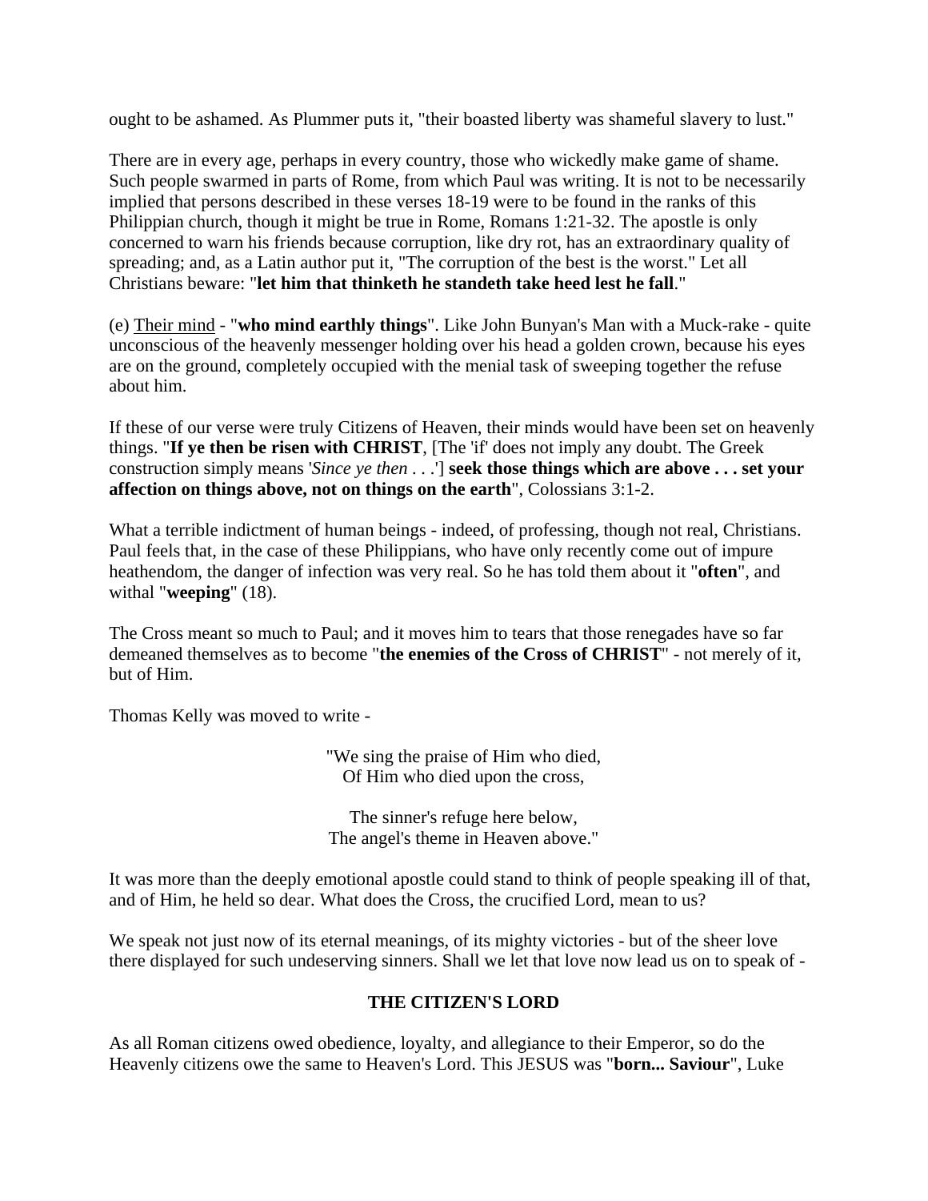ought to be ashamed. As Plummer puts it, "their boasted liberty was shameful slavery to lust."

There are in every age, perhaps in every country, those who wickedly make game of shame. Such people swarmed in parts of Rome, from which Paul was writing. It is not to be necessarily implied that persons described in these verses 18-19 were to be found in the ranks of this Philippian church, though it might be true in Rome, Romans 1:21-32. The apostle is only concerned to warn his friends because corruption, like dry rot, has an extraordinary quality of spreading; and, as a Latin author put it, "The corruption of the best is the worst." Let all Christians beware: "**let him that thinketh he standeth take heed lest he fall**."

(e) Their mind - "**who mind earthly things**". Like John Bunyan's Man with a Muck-rake - quite unconscious of the heavenly messenger holding over his head a golden crown, because his eyes are on the ground, completely occupied with the menial task of sweeping together the refuse about him.

If these of our verse were truly Citizens of Heaven, their minds would have been set on heavenly things. "**If ye then be risen with CHRIST**, [The 'if' does not imply any doubt. The Greek construction simply means '*Since ye then . . .*'] **seek those things which are above . . . set your affection on things above, not on things on the earth**", Colossians 3:1-2.

What a terrible indictment of human beings - indeed, of professing, though not real, Christians. Paul feels that, in the case of these Philippians, who have only recently come out of impure heathendom, the danger of infection was very real. So he has told them about it "**often**", and withal "**weeping**" (18).

The Cross meant so much to Paul; and it moves him to tears that those renegades have so far demeaned themselves as to become "**the enemies of the Cross of CHRIST**" - not merely of it, but of Him.

Thomas Kelly was moved to write -

"We sing the praise of Him who died,
Of Him who died upon the cross,

The sinner's refuge here below,
The angel's theme in Heaven above."

It was more than the deeply emotional apostle could stand to think of people speaking ill of that, and of Him, he held so dear. What does the Cross, the crucified Lord, mean to us?

We speak not just now of its eternal meanings, of its mighty victories - but of the sheer love there displayed for such undeserving sinners. Shall we let that love now lead us on to speak of -

### THE CITIZEN'S LORD

As all Roman citizens owed obedience, loyalty, and allegiance to their Emperor, so do the Heavenly citizens owe the same to Heaven's Lord. This JESUS was "**born... Saviour**", Luke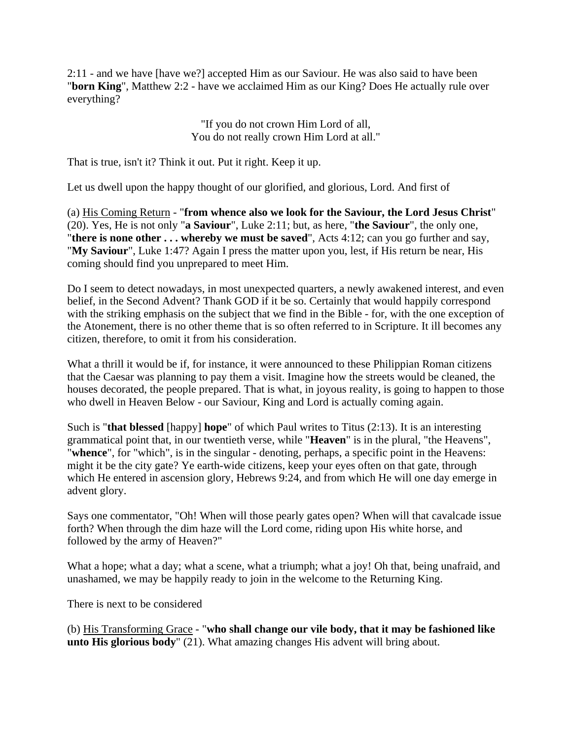2:11 - and we have [have we?] accepted Him as our Saviour. He was also said to have been "**born King**", Matthew 2:2 - have we acclaimed Him as our King? Does He actually rule over everything?

"If you do not crown Him Lord of all,
You do not really crown Him Lord at all."

That is true, isn't it? Think it out. Put it right. Keep it up.

Let us dwell upon the happy thought of our glorified, and glorious, Lord. And first of

(a) <u>His Coming Return</u> - "**from whence also we look for the Saviour, the Lord Jesus Christ**" (20). Yes, He is not only "**a Saviour**", Luke 2:11; but, as here, "**the Saviour**", the only one, "**there is none other . . . whereby we must be saved**", Acts 4:12; can you go further and say, "**My Saviour**", Luke 1:47? Again I press the matter upon you, lest, if His return be near, His coming should find you unprepared to meet Him.

Do I seem to detect nowadays, in most unexpected quarters, a newly awakened interest, and even belief, in the Second Advent? Thank GOD if it be so. Certainly that would happily correspond with the striking emphasis on the subject that we find in the Bible - for, with the one exception of the Atonement, there is no other theme that is so often referred to in Scripture. It ill becomes any citizen, therefore, to omit it from his consideration.

What a thrill it would be if, for instance, it were announced to these Philippian Roman citizens that the Caesar was planning to pay them a visit. Imagine how the streets would be cleaned, the houses decorated, the people prepared. That is what, in joyous reality, is going to happen to those who dwell in Heaven Below - our Saviour, King and Lord is actually coming again.

Such is "**that blessed** [happy] **hope**" of which Paul writes to Titus (2:13). It is an interesting grammatical point that, in our twentieth verse, while "**Heaven**" is in the plural, "the Heavens", "**whence**", for "which", is in the singular - denoting, perhaps, a specific point in the Heavens: might it be the city gate? Ye earth-wide citizens, keep your eyes often on that gate, through which He entered in ascension glory, Hebrews 9:24, and from which He will one day emerge in advent glory.

Says one commentator, "Oh! When will those pearly gates open? When will that cavalcade issue forth? When through the dim haze will the Lord come, riding upon His white horse, and followed by the army of Heaven?"

What a hope; what a day; what a scene, what a triumph; what a joy! Oh that, being unafraid, and unashamed, we may be happily ready to join in the welcome to the Returning King.

There is next to be considered

(b) <u>His Transforming Grace</u> - "**who shall change our vile body, that it may be fashioned like unto His glorious body**" (21). What amazing changes His advent will bring about.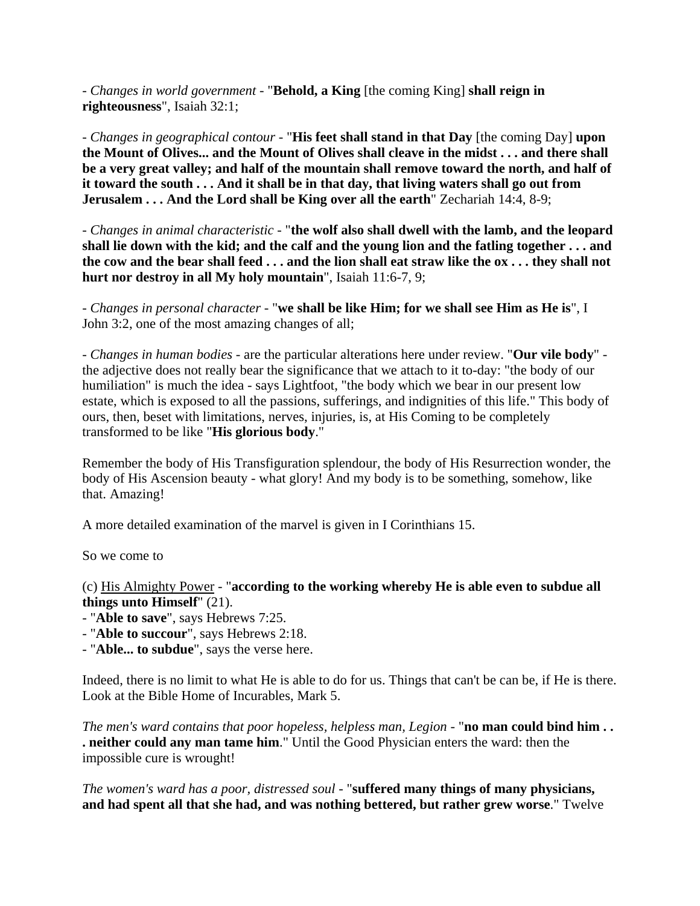- *Changes in world government* - "**Behold, a King** [the coming King] **shall reign in righteousness**", Isaiah 32:1;

- *Changes in geographical contour* - "**His feet shall stand in that Day** [the coming Day] **upon the Mount of Olives... and the Mount of Olives shall cleave in the midst . . . and there shall be a very great valley; and half of the mountain shall remove toward the north, and half of it toward the south . . . And it shall be in that day, that living waters shall go out from Jerusalem . . . And the Lord shall be King over all the earth**" Zechariah 14:4, 8-9;

- *Changes in animal characteristic* - "**the wolf also shall dwell with the lamb, and the leopard shall lie down with the kid; and the calf and the young lion and the fatling together . . . and the cow and the bear shall feed . . . and the lion shall eat straw like the ox . . . they shall not hurt nor destroy in all My holy mountain**", Isaiah 11:6-7, 9;

- *Changes in personal character* - "**we shall be like Him; for we shall see Him as He is**", I John 3:2, one of the most amazing changes of all;

- *Changes in human bodies* - are the particular alterations here under review. "**Our vile body**" - the adjective does not really bear the significance that we attach to it to-day: "the body of our humiliation" is much the idea - says Lightfoot, "the body which we bear in our present low estate, which is exposed to all the passions, sufferings, and indignities of this life." This body of ours, then, beset with limitations, nerves, injuries, is, at His Coming to be completely transformed to be like "**His glorious body**."

Remember the body of His Transfiguration splendour, the body of His Resurrection wonder, the body of His Ascension beauty - what glory! And my body is to be something, somehow, like that. Amazing!

A more detailed examination of the marvel is given in I Corinthians 15.

So we come to

(c) <u>His Almighty Power</u> - "**according to the working whereby He is able even to subdue all things unto Himself**" (21).
- "**Able to save**", says Hebrews 7:25.
- "**Able to succour**", says Hebrews 2:18.
- "**Able... to subdue**", says the verse here.

Indeed, there is no limit to what He is able to do for us. Things that can't be can be, if He is there. Look at the Bible Home of Incurables, Mark 5.

*The men's ward contains that poor hopeless, helpless man, Legion* - "**no man could bind him . . . neither could any man tame him**." Until the Good Physician enters the ward: then the impossible cure is wrought!

*The women's ward has a poor, distressed soul* - "**suffered many things of many physicians, and had spent all that she had, and was nothing bettered, but rather grew worse**." Twelve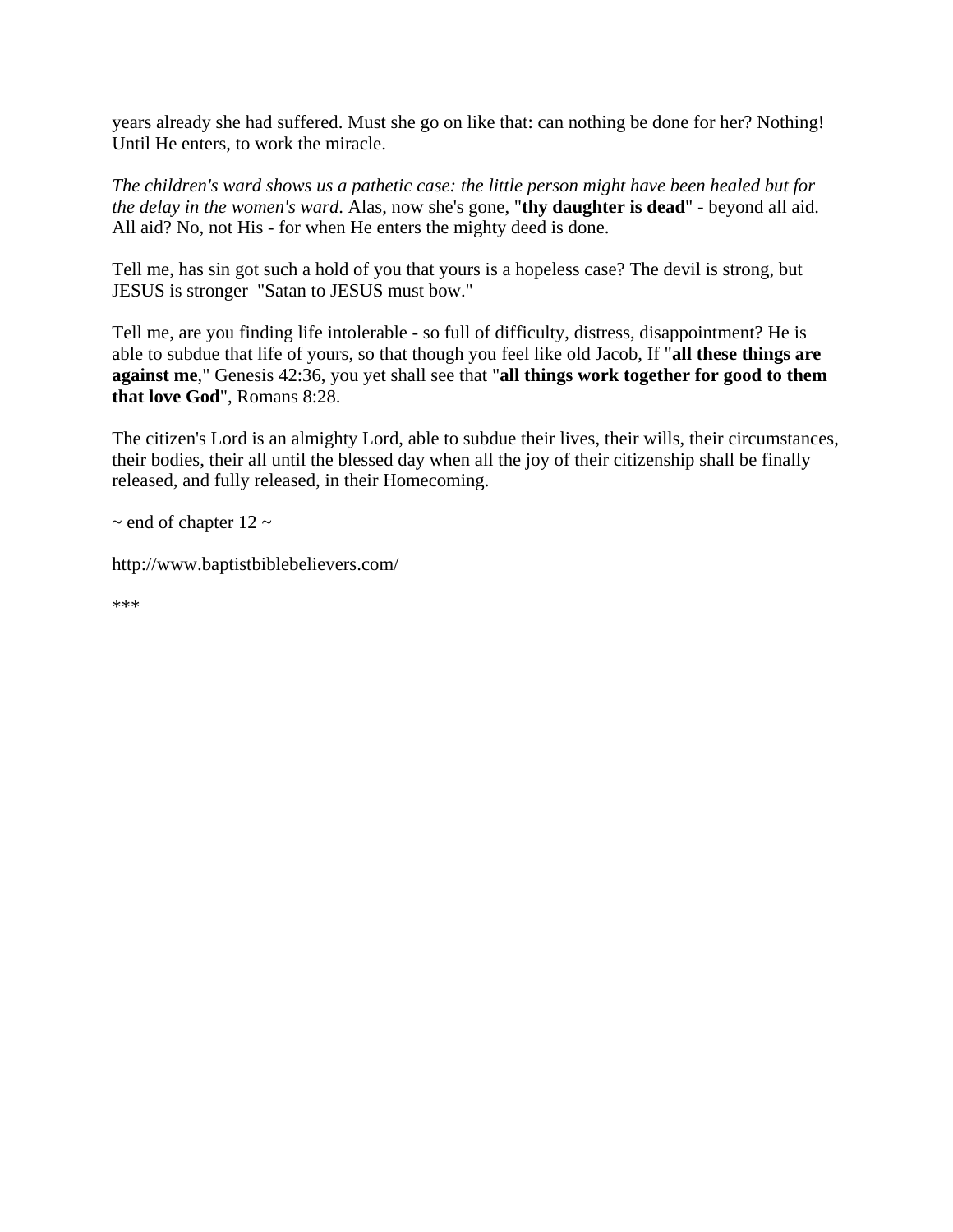years already she had suffered. Must she go on like that: can nothing be done for her? Nothing! Until He enters, to work the miracle.

*The children's ward shows us a pathetic case: the little person might have been healed but for the delay in the women's ward*. Alas, now she's gone, "**thy daughter is dead**" - beyond all aid. All aid? No, not His - for when He enters the mighty deed is done.

Tell me, has sin got such a hold of you that yours is a hopeless case? The devil is strong, but JESUS is stronger  "Satan to JESUS must bow."

Tell me, are you finding life intolerable - so full of difficulty, distress, disappointment? He is able to subdue that life of yours, so that though you feel like old Jacob, If "**all these things are against me**," Genesis 42:36, you yet shall see that "**all things work together for good to them that love God**", Romans 8:28.

The citizen's Lord is an almighty Lord, able to subdue their lives, their wills, their circumstances, their bodies, their all until the blessed day when all the joy of their citizenship shall be finally released, and fully released, in their Homecoming.

~ end of chapter 12 ~

http://www.baptistbiblebelievers.com/

***